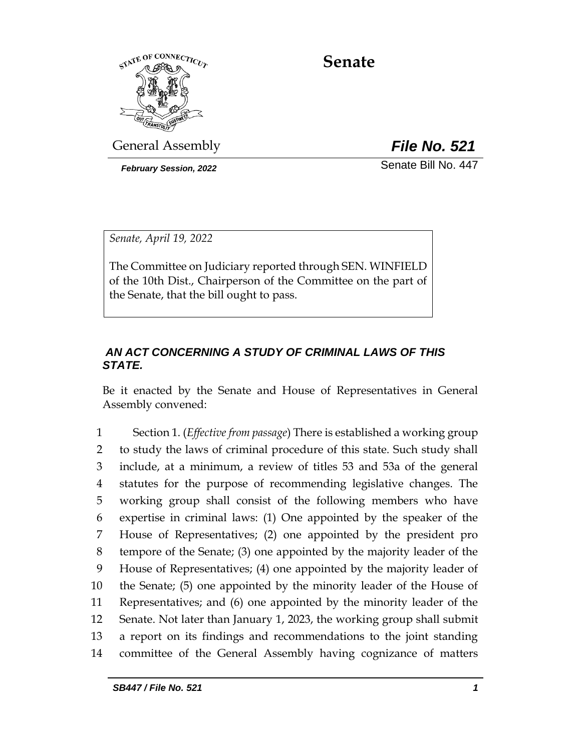# Senate

General Assembly **File No. 521**

*February Session, 2022* Senate Bill No. 447

*Senate, April 19, 2022*

The Committee on Judiciary reported through SEN. WINFIELD of the 10th Dist., Chairperson of the Committee on the part of the Senate, that the bill ought to pass.

***AN ACT CONCERNING A STUDY OF CRIMINAL LAWS OF THIS STATE.***

Be it enacted by the Senate and House of Representatives in General Assembly convened:

1 Section 1. (*Effective from passage*) There is established a working group
2 to study the laws of criminal procedure of this state. Such study shall
3 include, at a minimum, a review of titles 53 and 53a of the general
4 statutes for the purpose of recommending legislative changes. The
5 working group shall consist of the following members who have
6 expertise in criminal laws: (1) One appointed by the speaker of the
7 House of Representatives; (2) one appointed by the president pro
8 tempore of the Senate; (3) one appointed by the majority leader of the
9 House of Representatives; (4) one appointed by the majority leader of
10 the Senate; (5) one appointed by the minority leader of the House of
11 Representatives; and (6) one appointed by the minority leader of the
12 Senate. Not later than January 1, 2023, the working group shall submit
13 a report on its findings and recommendations to the joint standing
14 committee of the General Assembly having cognizance of matters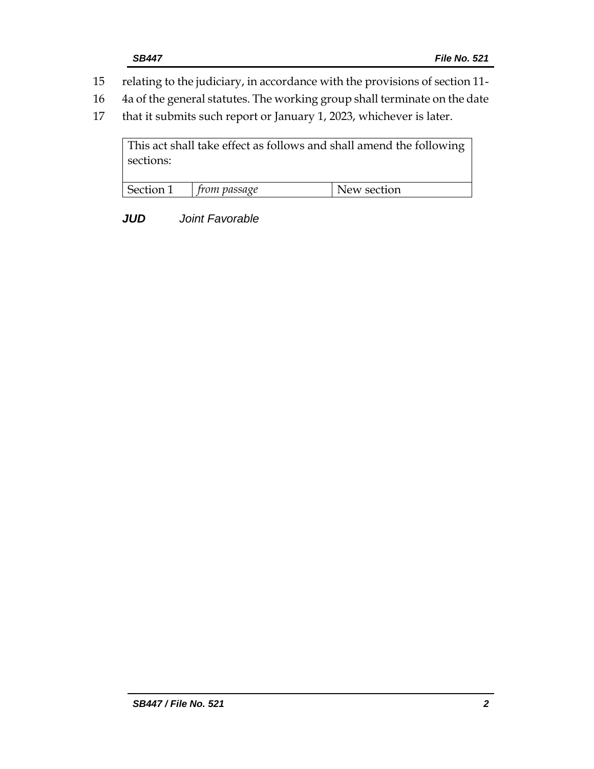15 relating to the judiciary, in accordance with the provisions of section 11-
16 4a of the general statutes. The working group shall terminate on the date
17 that it submits such report or January 1, 2023, whichever is later.

| This act shall take effect as follows and shall amend the following sections: | | |
|---|---|---|
| Section 1 | *from passage* | New section |

***JUD*** *Joint Favorable*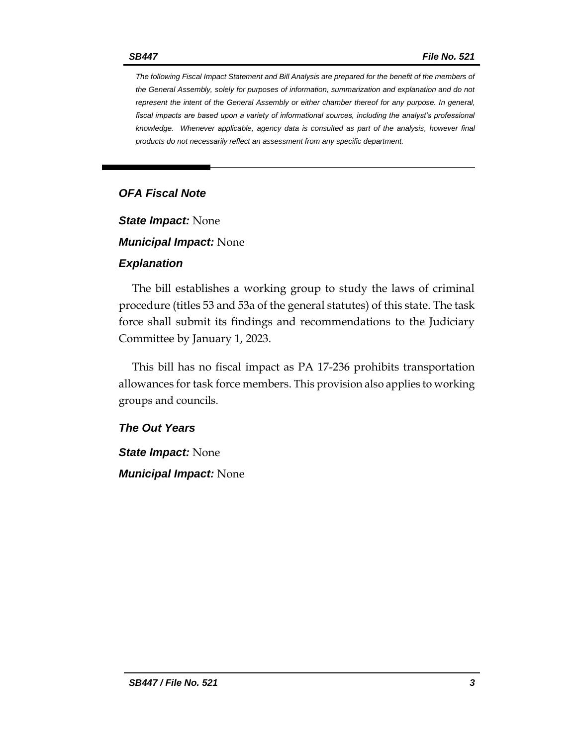*The following Fiscal Impact Statement and Bill Analysis are prepared for the benefit of the members of the General Assembly, solely for purposes of information, summarization and explanation and do not represent the intent of the General Assembly or either chamber thereof for any purpose. In general, fiscal impacts are based upon a variety of informational sources, including the analyst's professional knowledge. Whenever applicable, agency data is consulted as part of the analysis, however final products do not necessarily reflect an assessment from any specific department.*

## *OFA Fiscal Note*

***State Impact:*** None

***Municipal Impact:*** None

### *Explanation*

The bill establishes a working group to study the laws of criminal procedure (titles 53 and 53a of the general statutes) of this state. The task force shall submit its findings and recommendations to the Judiciary Committee by January 1, 2023.

This bill has no fiscal impact as PA 17-236 prohibits transportation allowances for task force members. This provision also applies to working groups and councils.

### *The Out Years*

***State Impact:*** None

***Municipal Impact:*** None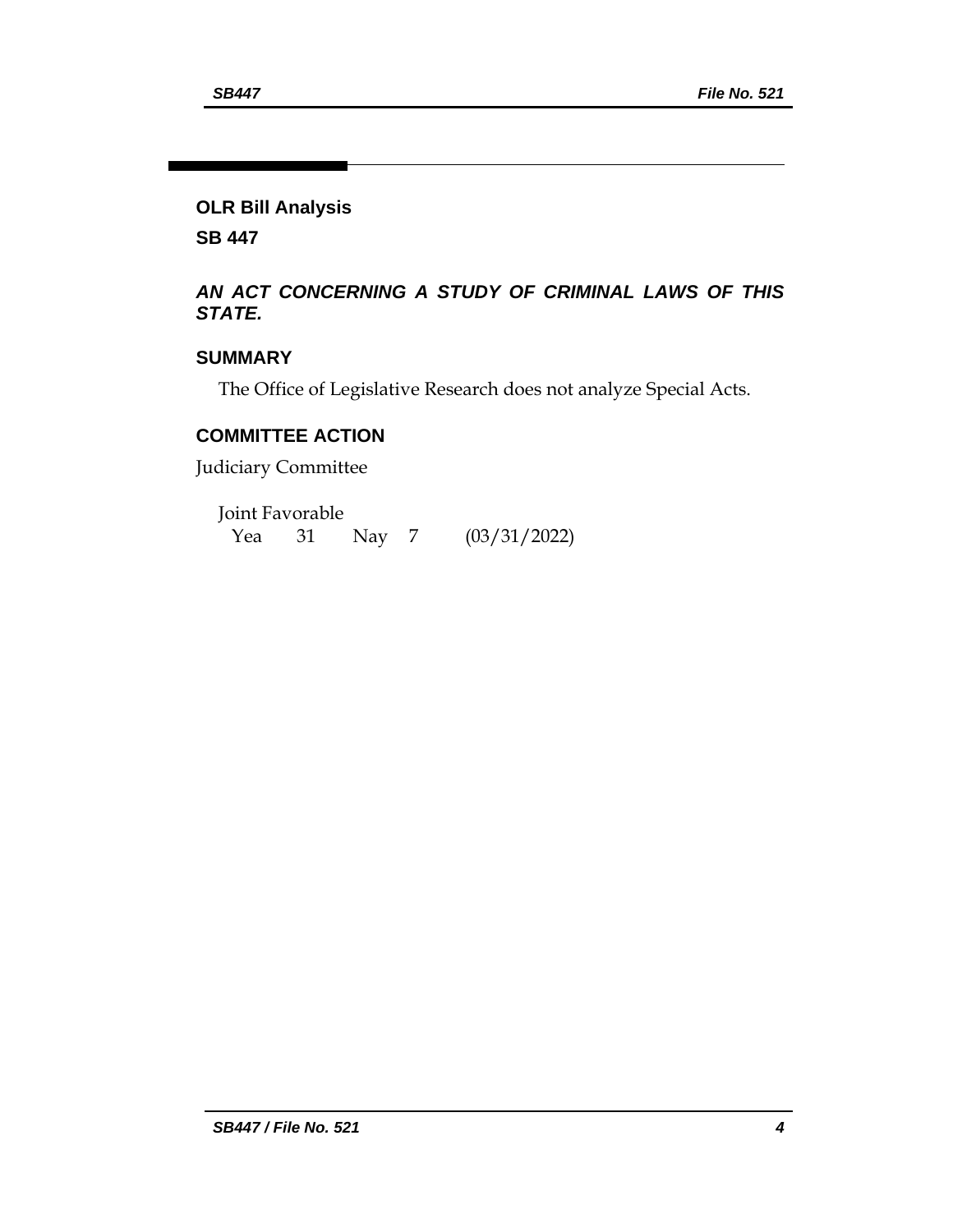## OLR Bill Analysis

## SB 447

### *AN ACT CONCERNING A STUDY OF CRIMINAL LAWS OF THIS STATE.*

### SUMMARY

The Office of Legislative Research does not analyze Special Acts.

### COMMITTEE ACTION

Judiciary Committee

Joint Favorable
Yea 31 Nay 7 (03/31/2022)